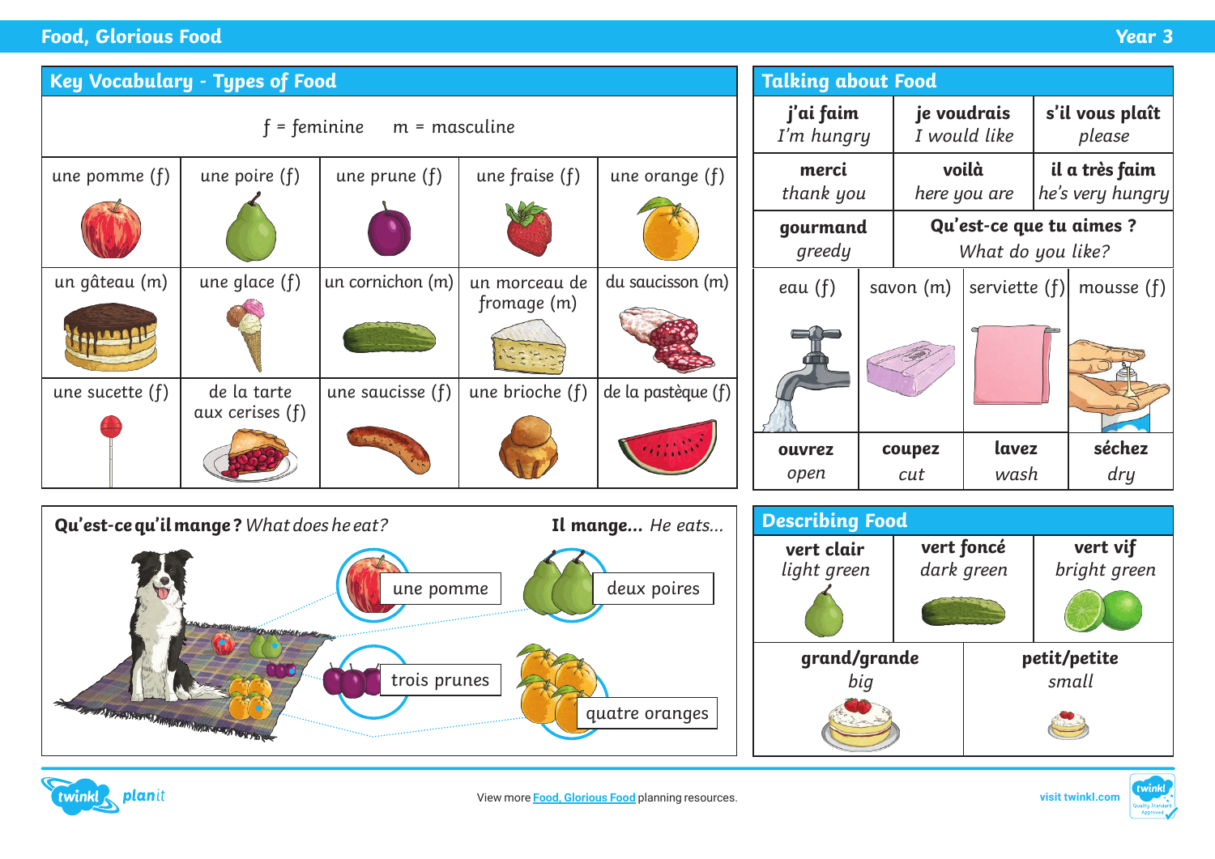# Food, Glorious Food

Year 3

## Key Vocabulary - Types of Food

f = feminine     m = masculine

| | | | | |
|---|---|---|---|---|
| une pomme (f) | une poire (f) | une prune (f) | une fraise (f) | une orange (f) |
| un gâteau (m) | une glace (f) | un cornichon (m) | un morceau de fromage (m) | du saucisson (m) |
| une sucette (f) | de la tarte aux cerises (f) | une saucisse (f) | une brioche (f) | de la pastèque (f) |

## Talking about Food

| | | |
|---|---|---|
| **j'ai faim** *I'm hungry* | **je voudrais** *I would like* | **s'il vous plaît** *please* |
| **merci** *thank you* | **voilà** *here you are* | **il a très faim** *he's very hungry* |
| **gourmand** *greedy* | **Qu'est-ce que tu aimes ?** *What do you like?* | |

| | | | |
|---|---|---|---|
| eau (f) | savon (m) | serviette (f) | mousse (f) |
| **ouvrez** *open* | **coupez** *cut* | **lavez** *wash* | **séchez** *dry* |

**Qu'est-ce qu'il mange ?** *What does he eat?*

**Il mange...** *He eats...*

- une pomme
- deux poires
- trois prunes
- quatre oranges

## Describing Food

| | | |
|---|---|---|
| **vert clair** *light green* | **vert foncé** *dark green* | **vert vif** *bright green* |
| **grand/grande** *big* | **petit/petite** *small* | |

View more Food, Glorious Food planning resources.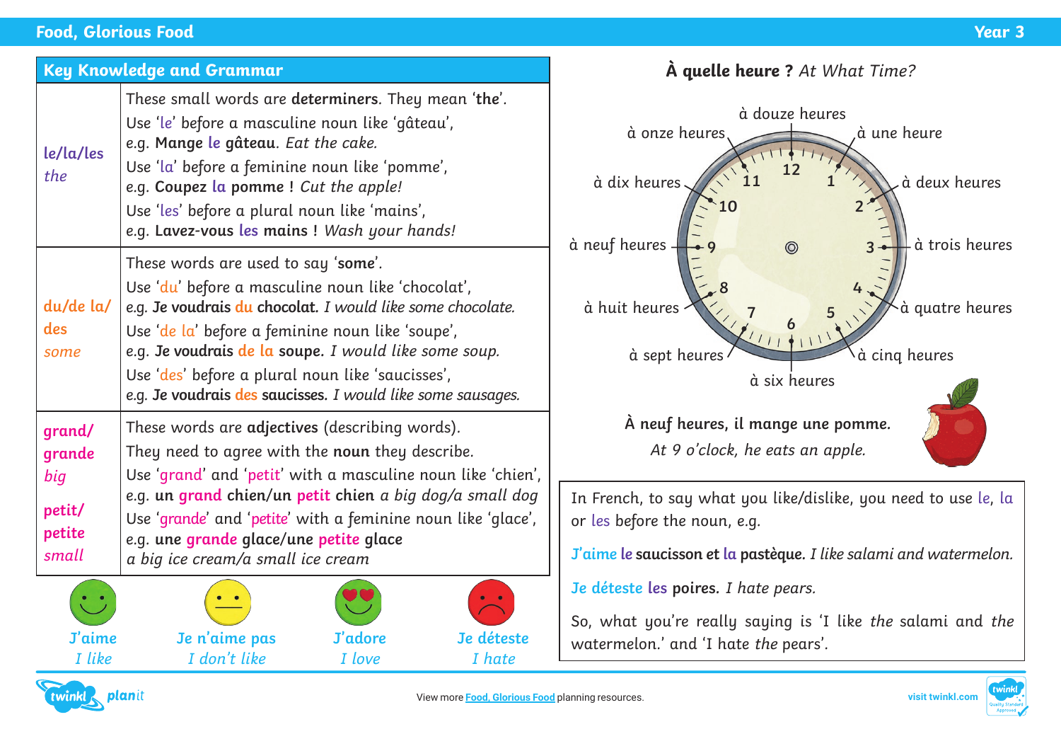# Food, Glorious Food

**Year 3**

## Key Knowledge and Grammar

| | |
|---|---|
| **le/la/les** *the* | These small words are **determiners**. They mean '**the**'. Use 'le' before a masculine noun like 'gâteau', e.g. **Mange le gâteau**. *Eat the cake.* Use 'la' before a feminine noun like 'pomme', e.g. **Coupez la pomme !** *Cut the apple!* Use 'les' before a plural noun like 'mains', e.g. **Lavez-vous les mains !** *Wash your hands!* |
| **du/de la/ des** *some* | These words are used to say '**some**'. Use 'du' before a masculine noun like 'chocolat', e.g. **Je voudrais du chocolat.** *I would like some chocolate.* Use 'de la' before a feminine noun like 'soupe', e.g. **Je voudrais de la soupe.** *I would like some soup.* Use 'des' before a plural noun like 'saucisses', e.g. **Je voudrais des saucisses.** *I would like some sausages.* |
| **grand/ grande** *big* **petit/ petite** *small* | These words are **adjectives** (describing words). They need to agree with the **noun** they describe. Use 'grand' and 'petit' with a masculine noun like 'chien', e.g. **un grand chien/un petit chien** *a big dog/a small dog* Use 'grande' and 'petite' with a feminine noun like 'glace', e.g. **une grande glace/une petite glace** *a big ice cream/a small ice cream* |

**J'aime** *I like*

**Je n'aime pas** *I don't like*

**J'adore** *I love*

**Je déteste** *I hate*

## À quelle heure ? *At What Time?*

à une heure
à deux heures
à trois heures
à quatre heures
à cinq heures
à six heures
à sept heures
à huit heures
à neuf heures
à dix heures
à onze heures
à douze heures

**À neuf heures, il mange une pomme.**

*At 9 o'clock, he eats an apple.*

In French, to say what you like/dislike, you need to use le, la or les before the noun, e.g.

**J'aime le saucisson et la pastèque.** *I like salami and watermelon.*

**Je déteste les poires.** *I hate pears.*

So, what you're really saying is 'I like *the* salami and *the* watermelon.' and 'I hate *the* pears'.

View more Food, Glorious Food planning resources.